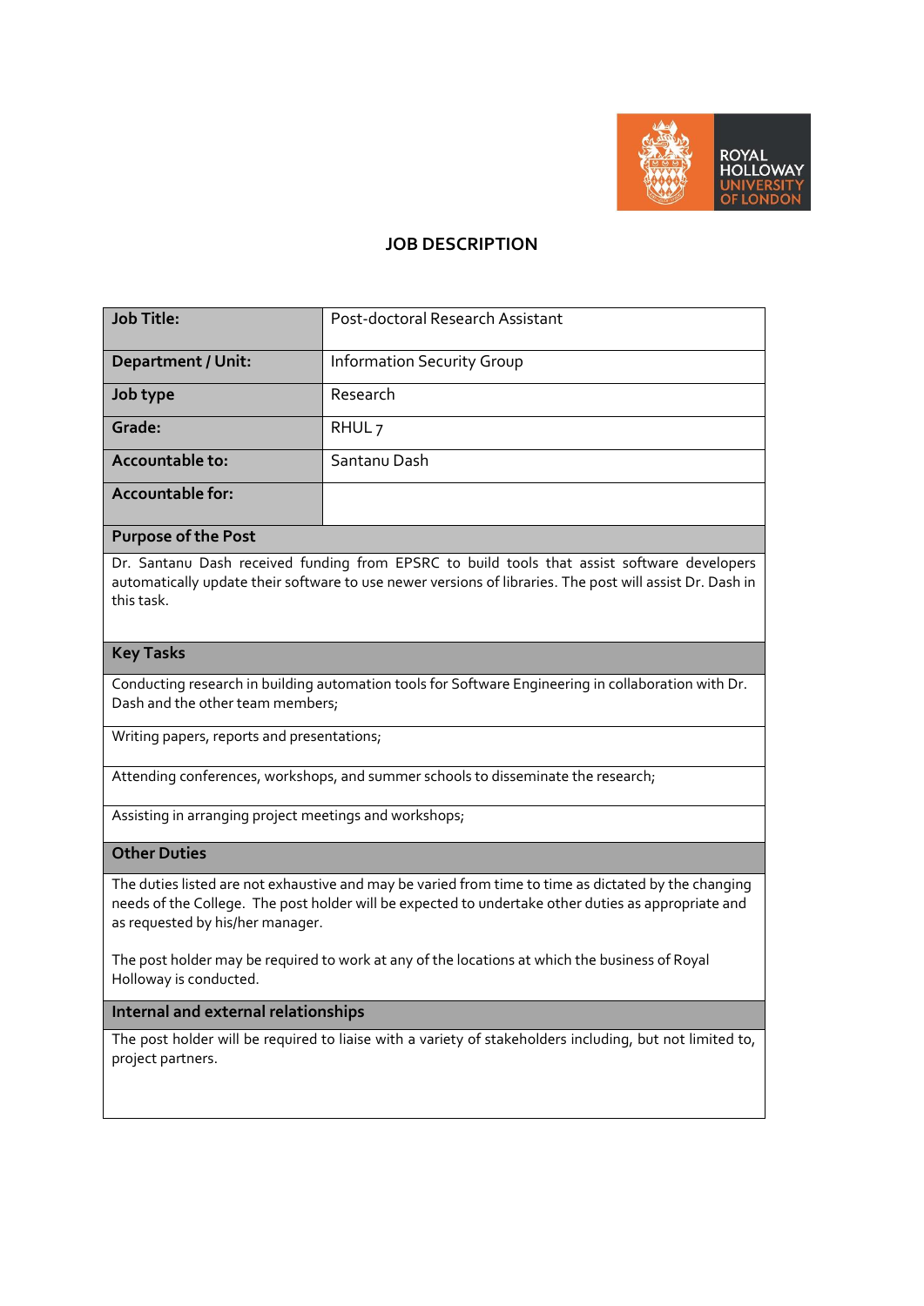# JOB DESCRIPTION

| **Job Title:** | Post-doctoral Research Assistant |
|---|---|
| **Department / Unit:** | Information Security Group |
| **Job type** | Research |
| **Grade:** | RHUL 7 |
| **Accountable to:** | Santanu Dash |
| **Accountable for:** | |

## Purpose of the Post

Dr. Santanu Dash received funding from EPSRC to build tools that assist software developers automatically update their software to use newer versions of libraries. The post will assist Dr. Dash in this task.

## Key Tasks

Conducting research in building automation tools for Software Engineering in collaboration with Dr. Dash and the other team members;

Writing papers, reports and presentations;

Attending conferences, workshops, and summer schools to disseminate the research;

Assisting in arranging project meetings and workshops;

## Other Duties

The duties listed are not exhaustive and may be varied from time to time as dictated by the changing needs of the College. The post holder will be expected to undertake other duties as appropriate and as requested by his/her manager.

The post holder may be required to work at any of the locations at which the business of Royal Holloway is conducted.

## Internal and external relationships

The post holder will be required to liaise with a variety of stakeholders including, but not limited to, project partners.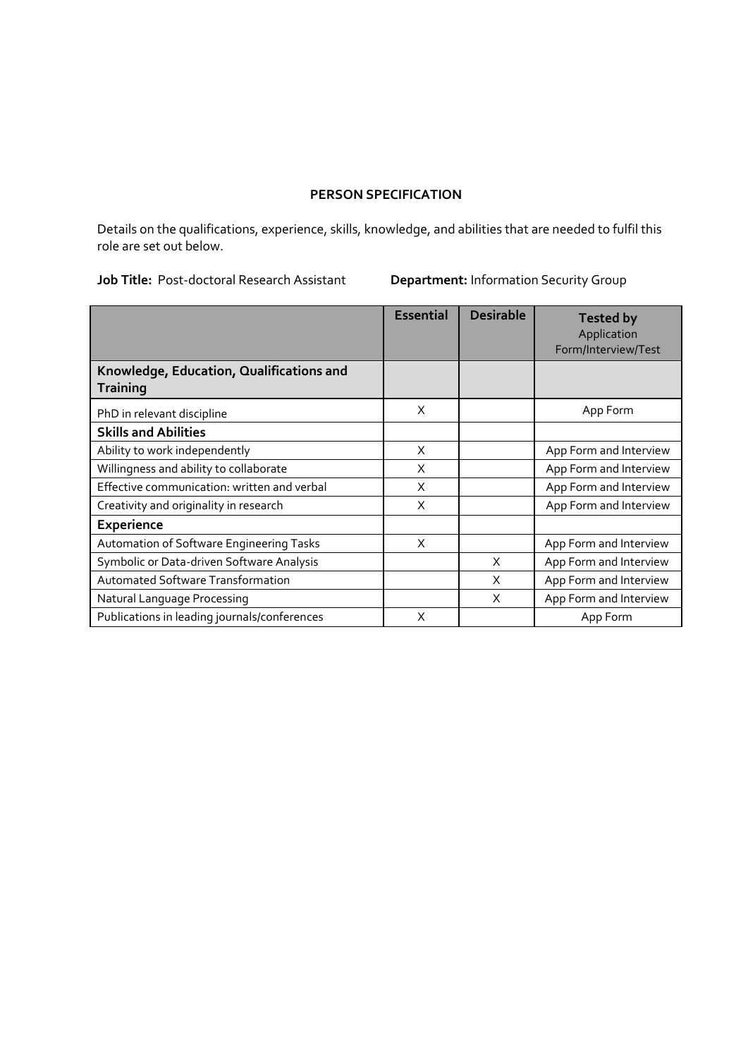**PERSON SPECIFICATION**

Details on the qualifications, experience, skills, knowledge, and abilities that are needed to fulfil this role are set out below.

**Job Title:** Post-doctoral Research Assistant **Department:** Information Security Group

| | Essential | Desirable | Tested by Application Form/Interview/Test |
|---|---|---|---|
| **Knowledge, Education, Qualifications and Training** | | | |
| PhD in relevant discipline | X | | App Form |
| **Skills and Abilities** | | | |
| Ability to work independently | X | | App Form and Interview |
| Willingness and ability to collaborate | X | | App Form and Interview |
| Effective communication: written and verbal | X | | App Form and Interview |
| Creativity and originality in research | X | | App Form and Interview |
| **Experience** | | | |
| Automation of Software Engineering Tasks | X | | App Form and Interview |
| Symbolic or Data-driven Software Analysis | | X | App Form and Interview |
| Automated Software Transformation | | X | App Form and Interview |
| Natural Language Processing | | X | App Form and Interview |
| Publications in leading journals/conferences | X | | App Form |